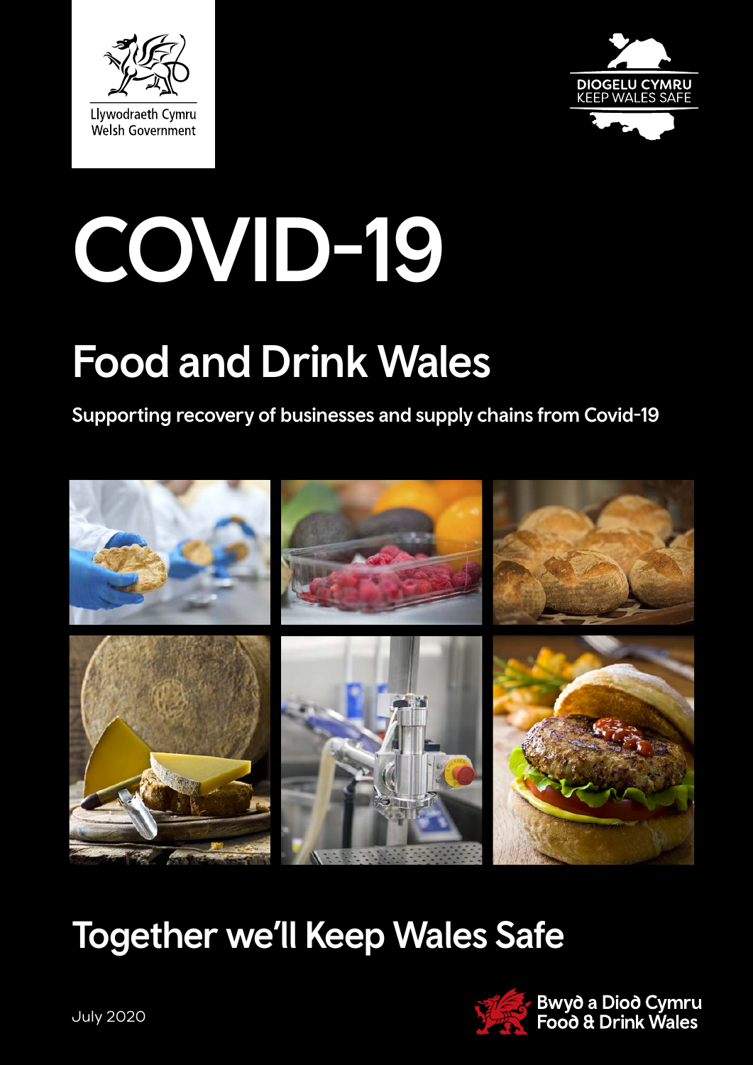Llywodraeth Cymru
Welsh Government

DIOGELU CYMRU
KEEP WALES SAFE

# COVID-19

## Food and Drink Wales

**Supporting recovery of businesses and supply chains from Covid-19**

## Together we'll Keep Wales Safe

July 2020

Bwyd a Diod Cymru
Food & Drink Wales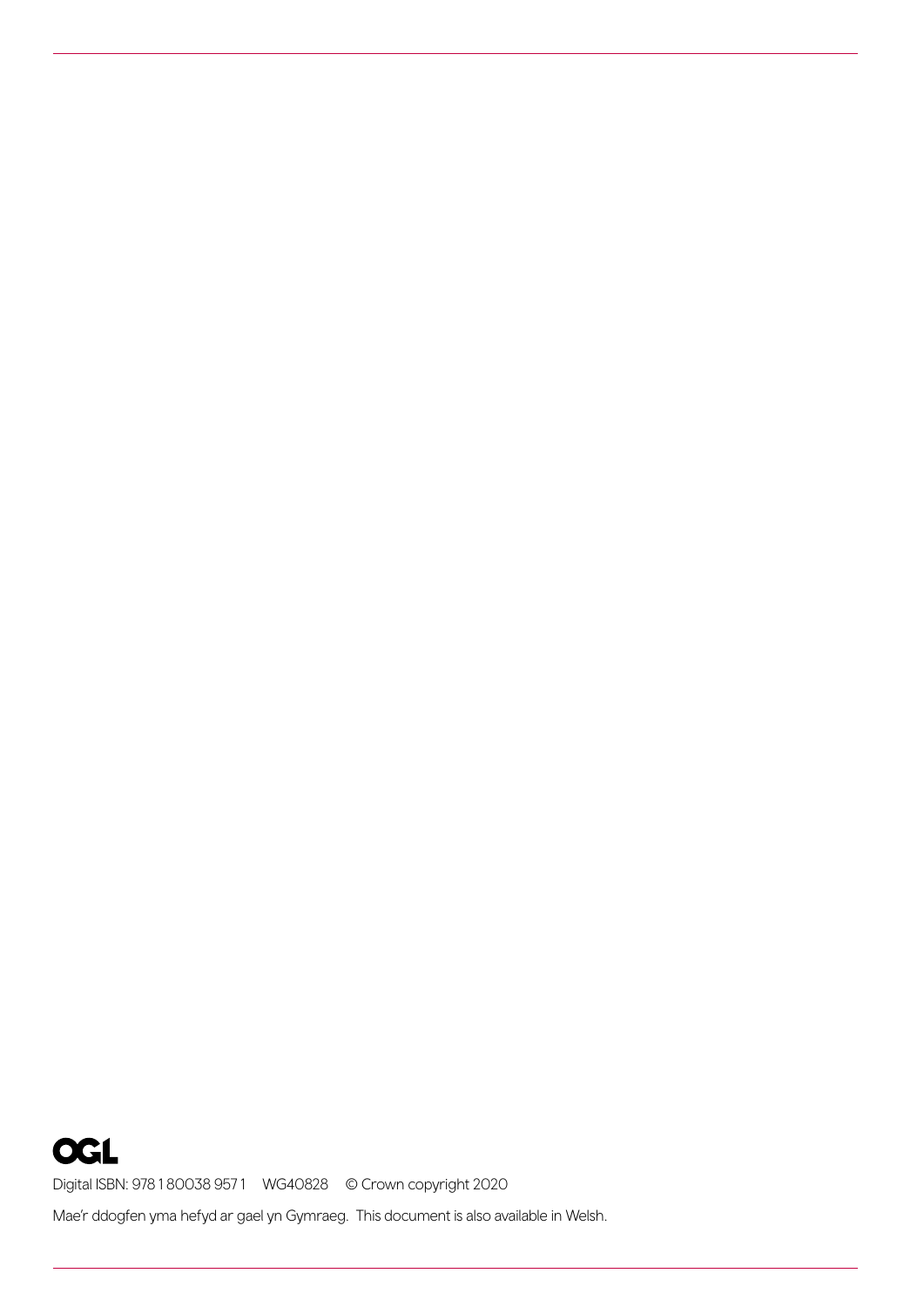OGL

Digital ISBN: 978 1 80038 957 1 WG40828 © Crown copyright 2020

Mae'r ddogfen yma hefyd ar gael yn Gymraeg. This document is also available in Welsh.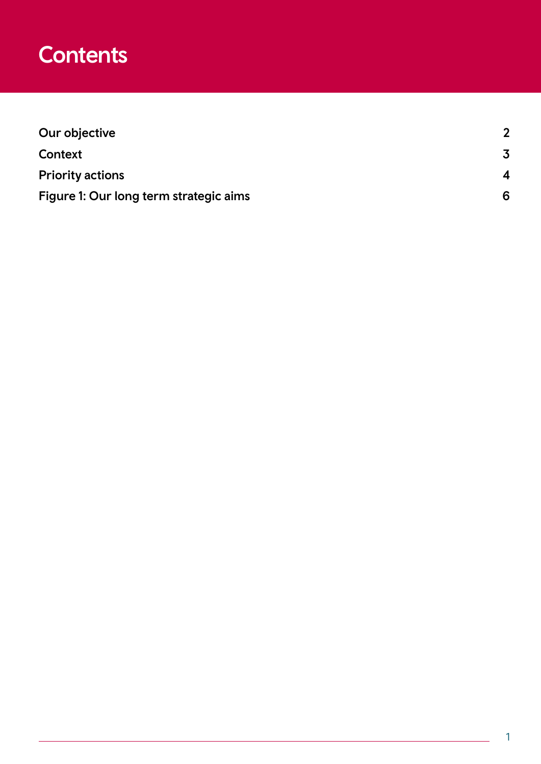# Contents

| | |
|---|---|
| **Our objective** | **2** |
| **Context** | **3** |
| **Priority actions** | **4** |
| **Figure 1: Our long term strategic aims** | **6** |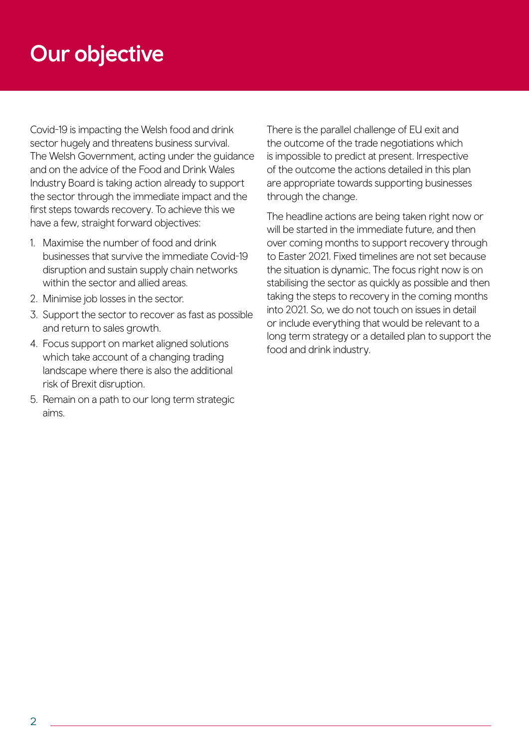# Our objective

Covid-19 is impacting the Welsh food and drink sector hugely and threatens business survival. The Welsh Government, acting under the guidance and on the advice of the Food and Drink Wales Industry Board is taking action already to support the sector through the immediate impact and the first steps towards recovery. To achieve this we have a few, straight forward objectives:

1. Maximise the number of food and drink businesses that survive the immediate Covid-19 disruption and sustain supply chain networks within the sector and allied areas.
2. Minimise job losses in the sector.
3. Support the sector to recover as fast as possible and return to sales growth.
4. Focus support on market aligned solutions which take account of a changing trading landscape where there is also the additional risk of Brexit disruption.
5. Remain on a path to our long term strategic aims.

There is the parallel challenge of EU exit and the outcome of the trade negotiations which is impossible to predict at present. Irrespective of the outcome the actions detailed in this plan are appropriate towards supporting businesses through the change.

The headline actions are being taken right now or will be started in the immediate future, and then over coming months to support recovery through to Easter 2021. Fixed timelines are not set because the situation is dynamic. The focus right now is on stabilising the sector as quickly as possible and then taking the steps to recovery in the coming months into 2021. So, we do not touch on issues in detail or include everything that would be relevant to a long term strategy or a detailed plan to support the food and drink industry.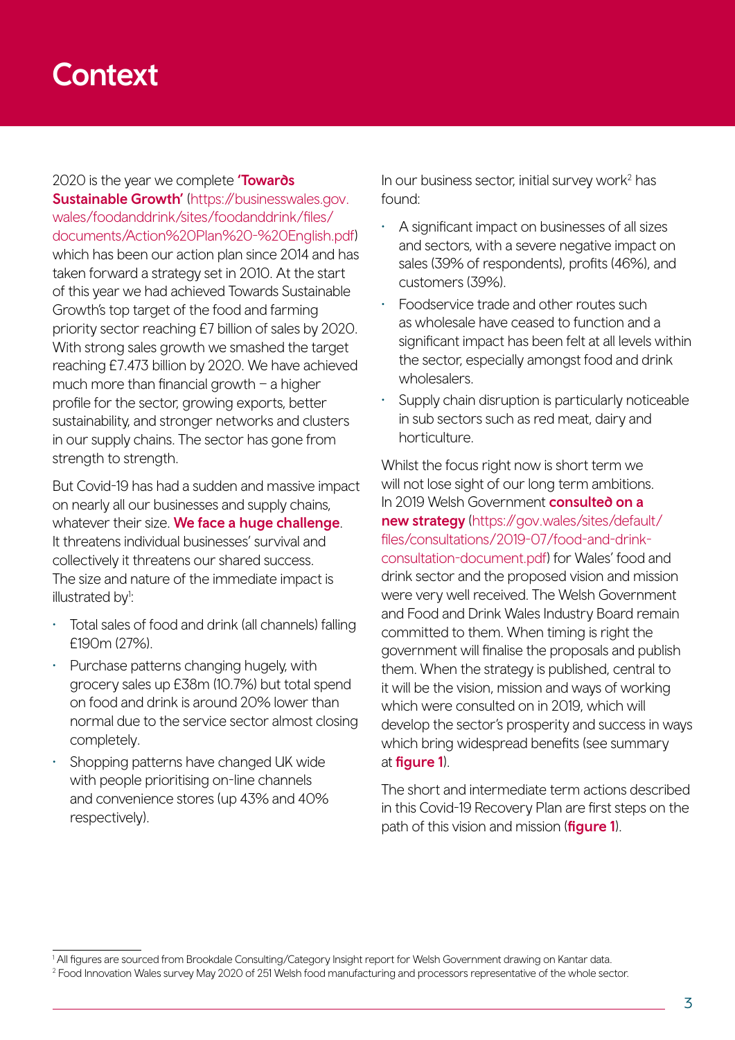# Context

2020 is the year we complete **'Towards Sustainable Growth'** (https://businesswales.gov.wales/foodanddrink/sites/foodanddrink/files/documents/Action%20Plan%20-%20English.pdf) which has been our action plan since 2014 and has taken forward a strategy set in 2010. At the start of this year we had achieved Towards Sustainable Growth's top target of the food and farming priority sector reaching £7 billion of sales by 2020. With strong sales growth we smashed the target reaching £7.473 billion by 2020. We have achieved much more than financial growth – a higher profile for the sector, growing exports, better sustainability, and stronger networks and clusters in our supply chains. The sector has gone from strength to strength.

But Covid-19 has had a sudden and massive impact on nearly all our businesses and supply chains, whatever their size. **We face a huge challenge**. It threatens individual businesses' survival and collectively it threatens our shared success. The size and nature of the immediate impact is illustrated by[1]:

- Total sales of food and drink (all channels) falling £190m (27%).
- Purchase patterns changing hugely, with grocery sales up £38m (10.7%) but total spend on food and drink is around 20% lower than normal due to the service sector almost closing completely.
- Shopping patterns have changed UK wide with people prioritising on-line channels and convenience stores (up 43% and 40% respectively).

In our business sector, initial survey work[2] has found:

- A significant impact on businesses of all sizes and sectors, with a severe negative impact on sales (39% of respondents), profits (46%), and customers (39%).
- Foodservice trade and other routes such as wholesale have ceased to function and a significant impact has been felt at all levels within the sector, especially amongst food and drink wholesalers.
- Supply chain disruption is particularly noticeable in sub sectors such as red meat, dairy and horticulture.

Whilst the focus right now is short term we will not lose sight of our long term ambitions. In 2019 Welsh Government **consulted on a new strategy** (https://gov.wales/sites/default/files/consultations/2019-07/food-and-drink-consultation-document.pdf) for Wales' food and drink sector and the proposed vision and mission were very well received. The Welsh Government and Food and Drink Wales Industry Board remain committed to them. When timing is right the government will finalise the proposals and publish them. When the strategy is published, central to it will be the vision, mission and ways of working which were consulted on in 2019, which will develop the sector's prosperity and success in ways which bring widespread benefits (see summary at **figure 1**).

The short and intermediate term actions described in this Covid-19 Recovery Plan are first steps on the path of this vision and mission (**figure 1**).

[1] All figures are sourced from Brookdale Consulting/Category Insight report for Welsh Government drawing on Kantar data.

[2] Food Innovation Wales survey May 2020 of 251 Welsh food manufacturing and processors representative of the whole sector.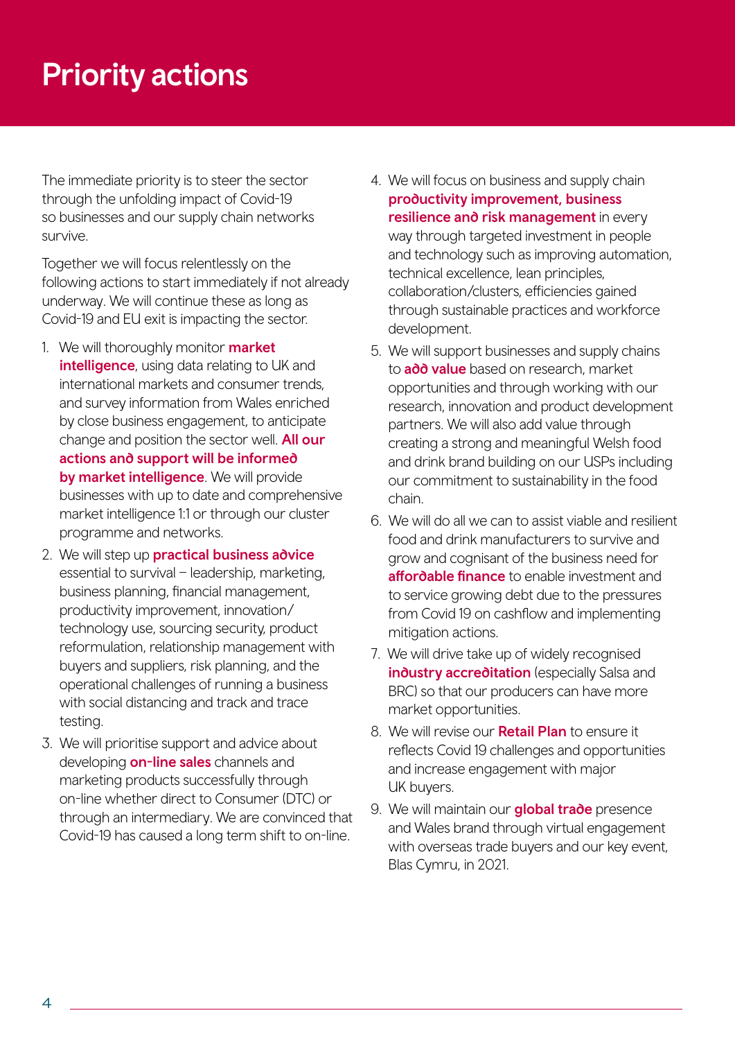# Priority actions

The immediate priority is to steer the sector through the unfolding impact of Covid-19 so businesses and our supply chain networks survive.

Together we will focus relentlessly on the following actions to start immediately if not already underway. We will continue these as long as Covid-19 and EU exit is impacting the sector.

1. We will thoroughly monitor **market intelligence**, using data relating to UK and international markets and consumer trends, and survey information from Wales enriched by close business engagement, to anticipate change and position the sector well. **All our actions and support will be informed by market intelligence**. We will provide businesses with up to date and comprehensive market intelligence 1:1 or through our cluster programme and networks.
2. We will step up **practical business advice** essential to survival – leadership, marketing, business planning, financial management, productivity improvement, innovation/ technology use, sourcing security, product reformulation, relationship management with buyers and suppliers, risk planning, and the operational challenges of running a business with social distancing and track and trace testing.
3. We will prioritise support and advice about developing **on-line sales** channels and marketing products successfully through on-line whether direct to Consumer (DTC) or through an intermediary. We are convinced that Covid-19 has caused a long term shift to on-line.
4. We will focus on business and supply chain **productivity improvement, business resilience and risk management** in every way through targeted investment in people and technology such as improving automation, technical excellence, lean principles, collaboration/clusters, efficiencies gained through sustainable practices and workforce development.
5. We will support businesses and supply chains to **add value** based on research, market opportunities and through working with our research, innovation and product development partners. We will also add value through creating a strong and meaningful Welsh food and drink brand building on our USPs including our commitment to sustainability in the food chain.
6. We will do all we can to assist viable and resilient food and drink manufacturers to survive and grow and cognisant of the business need for **affordable finance** to enable investment and to service growing debt due to the pressures from Covid 19 on cashflow and implementing mitigation actions.
7. We will drive take up of widely recognised **industry accreditation** (especially Salsa and BRC) so that our producers can have more market opportunities.
8. We will revise our **Retail Plan** to ensure it reflects Covid 19 challenges and opportunities and increase engagement with major UK buyers.
9. We will maintain our **global trade** presence and Wales brand through virtual engagement with overseas trade buyers and our key event, Blas Cymru, in 2021.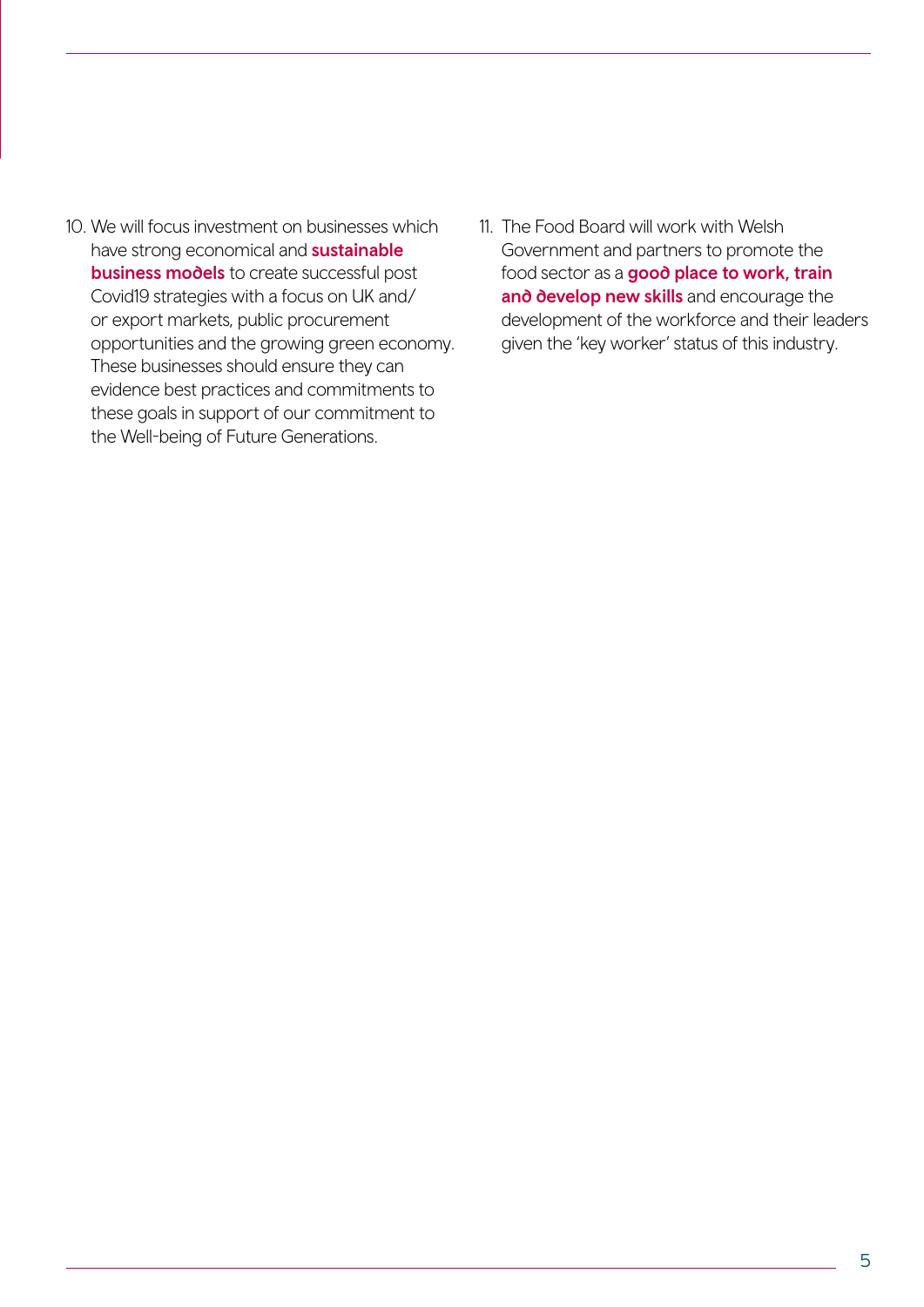10. We will focus investment on businesses which have strong economical and **sustainable business models** to create successful post Covid19 strategies with a focus on UK and/ or export markets, public procurement opportunities and the growing green economy. These businesses should ensure they can evidence best practices and commitments to these goals in support of our commitment to the Well-being of Future Generations.

11. The Food Board will work with Welsh Government and partners to promote the food sector as a **good place to work, train and develop new skills** and encourage the development of the workforce and their leaders given the 'key worker' status of this industry.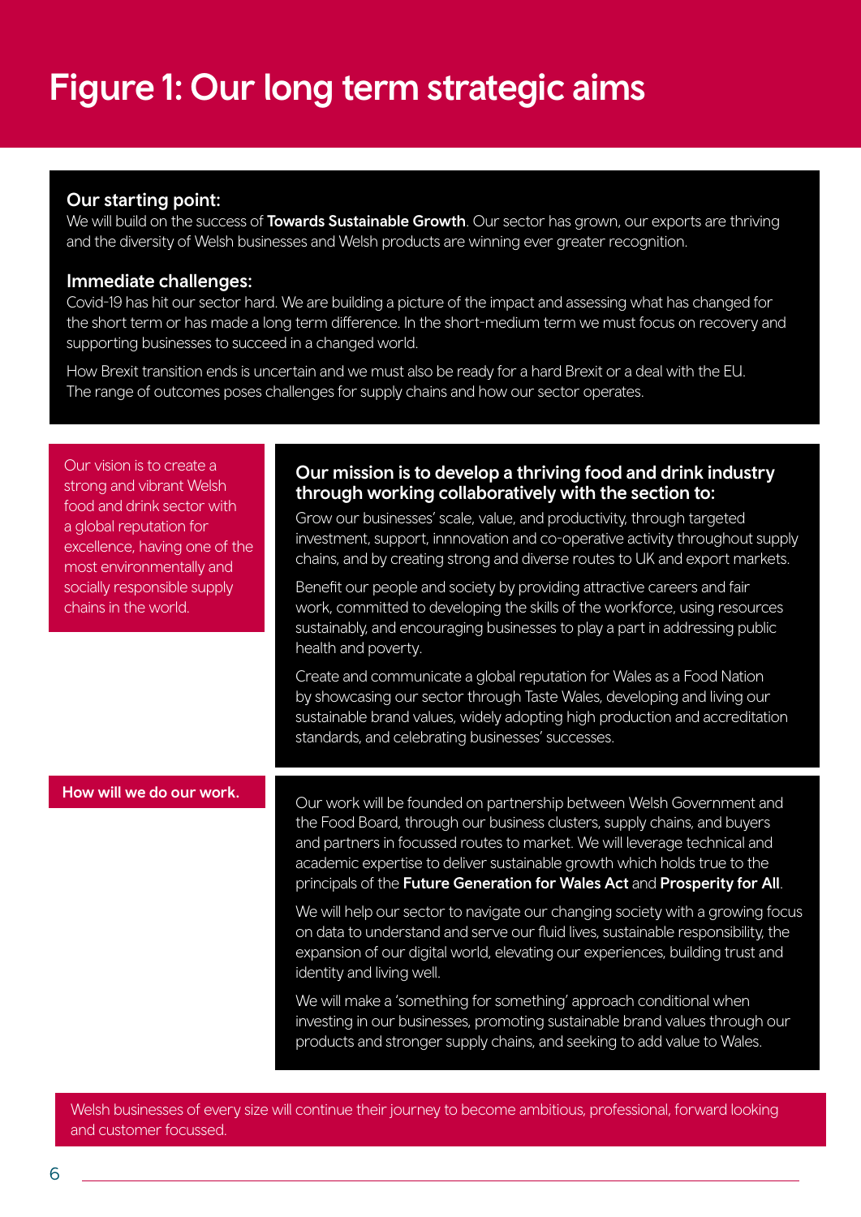# Figure 1: Our long term strategic aims

**Our starting point:**

We will build on the success of **Towards Sustainable Growth**. Our sector has grown, our exports are thriving and the diversity of Welsh businesses and Welsh products are winning ever greater recognition.

**Immediate challenges:**

Covid-19 has hit our sector hard. We are building a picture of the impact and assessing what has changed for the short term or has made a long term difference. In the short-medium term we must focus on recovery and supporting businesses to succeed in a changed world.

How Brexit transition ends is uncertain and we must also be ready for a hard Brexit or a deal with the EU. The range of outcomes poses challenges for supply chains and how our sector operates.

Our vision is to create a strong and vibrant Welsh food and drink sector with a global reputation for excellence, having one of the most environmentally and socially responsible supply chains in the world.

**Our mission is to develop a thriving food and drink industry through working collaboratively with the section to:**

Grow our businesses' scale, value, and productivity, through targeted investment, support, innovation and co-operative activity throughout supply chains, and by creating strong and diverse routes to UK and export markets.

Benefit our people and society by providing attractive careers and fair work, committed to developing the skills of the workforce, using resources sustainably, and encouraging businesses to play a part in addressing public health and poverty.

Create and communicate a global reputation for Wales as a Food Nation by showcasing our sector through Taste Wales, developing and living our sustainable brand values, widely adopting high production and accreditation standards, and celebrating businesses' successes.

**How will we do our work.**

Our work will be founded on partnership between Welsh Government and the Food Board, through our business clusters, supply chains, and buyers and partners in focussed routes to market. We will leverage technical and academic expertise to deliver sustainable growth which holds true to the principals of the **Future Generation for Wales Act** and **Prosperity for All**.

We will help our sector to navigate our changing society with a growing focus on data to understand and serve our fluid lives, sustainable responsibility, the expansion of our digital world, elevating our experiences, building trust and identity and living well.

We will make a 'something for something' approach conditional when investing in our businesses, promoting sustainable brand values through our products and stronger supply chains, and seeking to add value to Wales.

Welsh businesses of every size will continue their journey to become ambitious, professional, forward looking and customer focussed.